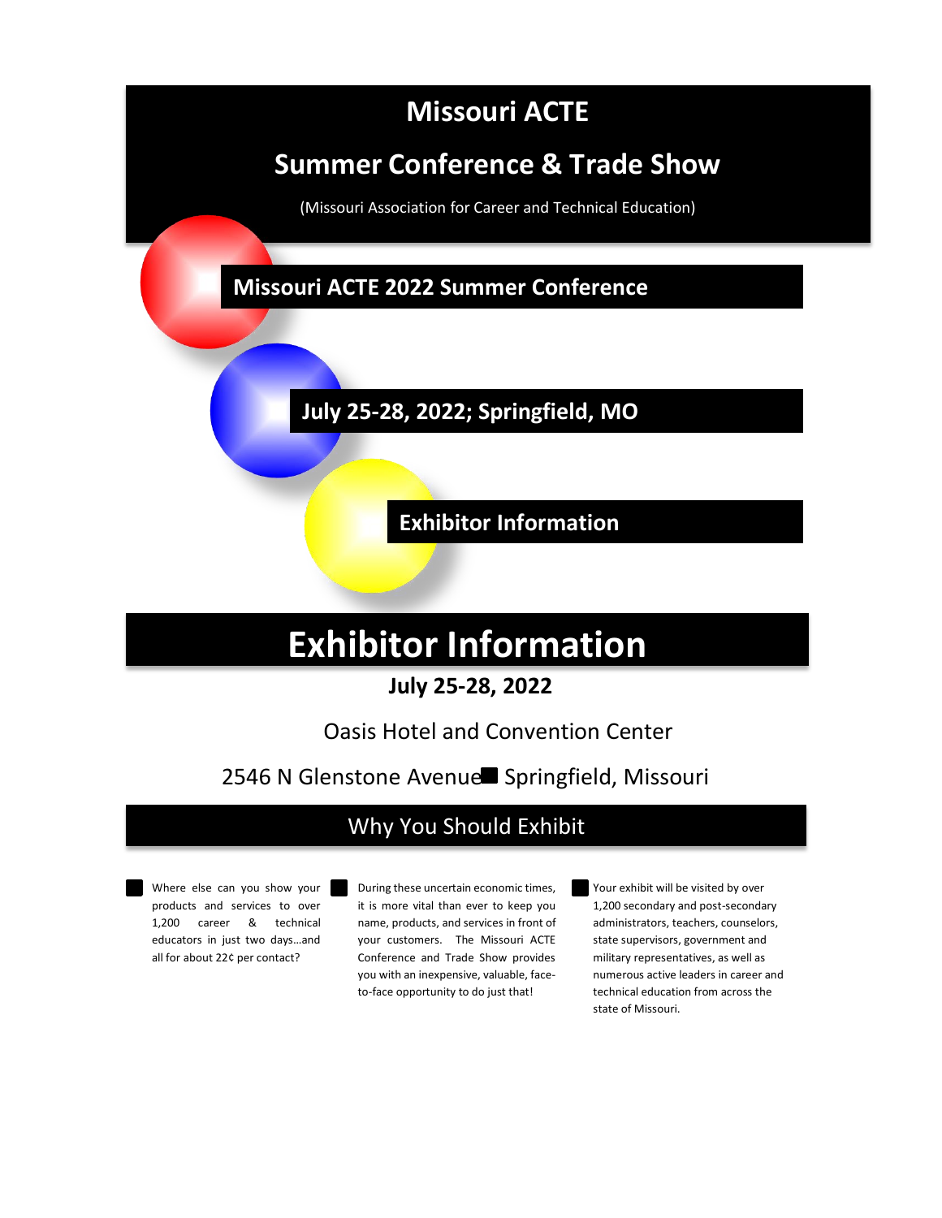# Missouri ACTE

## Summer Conference & Trade Show

(Missouri Association for Career and Technical Education)

**Missouri ACTE 2022 Summer Conference**

**July 25-28, 2022; Springfield, MO**

**Exhibitor Information**

# Exhibitor Information

**July 25-28, 2022**

Oasis Hotel and Convention Center

2546 N Glenstone Avenue ■ Springfield, Missouri

## Why You Should Exhibit

- Where else can you show your products and services to over 1,200 career & technical educators in just two days…and all for about 22¢ per contact?
- During these uncertain economic times, it is more vital than ever to keep you name, products, and services in front of your customers. The Missouri ACTE Conference and Trade Show provides you with an inexpensive, valuable, face-to-face opportunity to do just that!
- Your exhibit will be visited by over 1,200 secondary and post-secondary administrators, teachers, counselors, state supervisors, government and military representatives, as well as numerous active leaders in career and technical education from across the state of Missouri.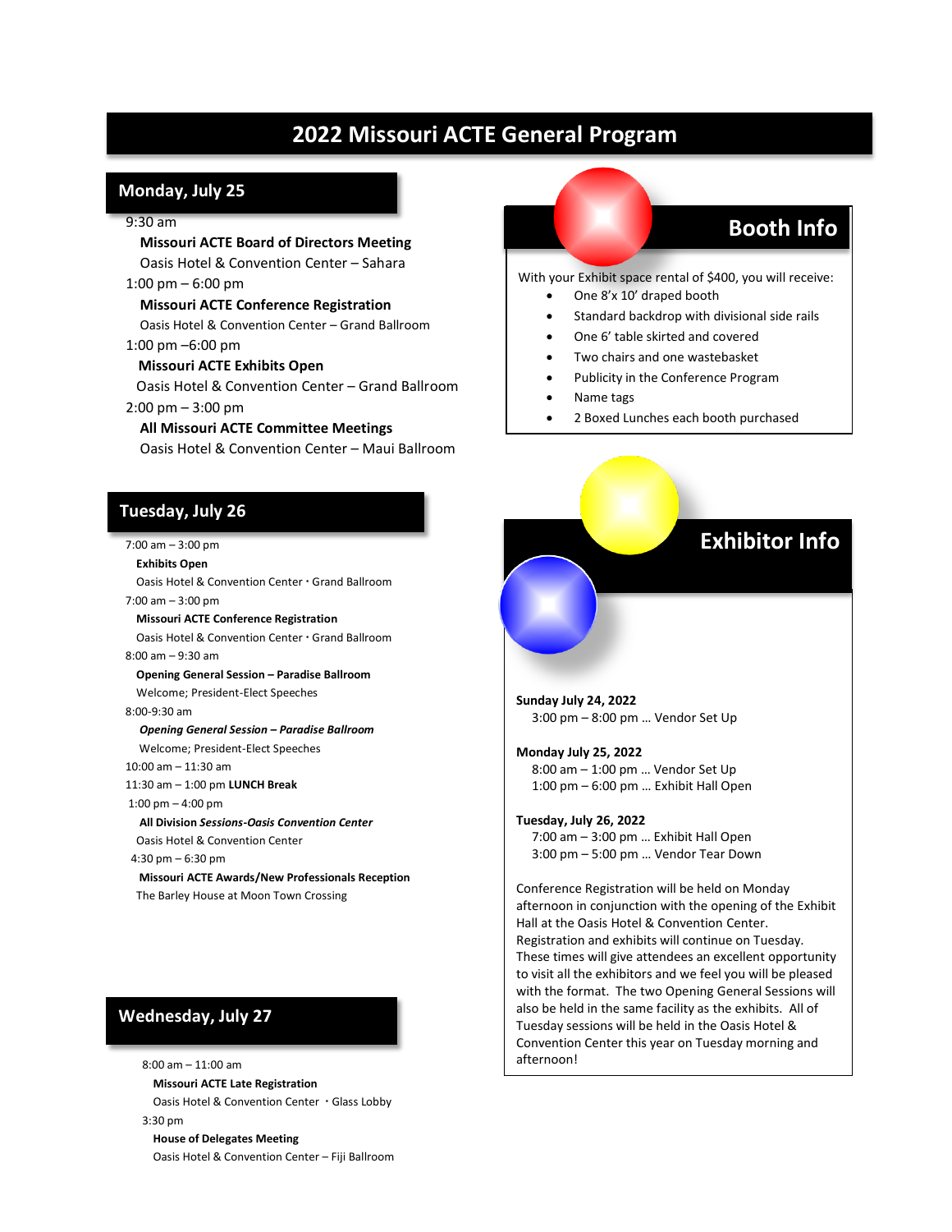# 2022 Missouri ACTE General Program

## Monday, July 25

9:30 am
**Missouri ACTE Board of Directors Meeting**
Oasis Hotel & Convention Center – Sahara

1:00 pm – 6:00 pm
**Missouri ACTE Conference Registration**
Oasis Hotel & Convention Center – Grand Ballroom

1:00 pm –6:00 pm
**Missouri ACTE Exhibits Open**
Oasis Hotel & Convention Center – Grand Ballroom

2:00 pm – 3:00 pm
**All Missouri ACTE Committee Meetings**
Oasis Hotel & Convention Center – Maui Ballroom

## Tuesday, July 26

7:00 am – 3:00 pm
**Exhibits Open**
Oasis Hotel & Convention Center · Grand Ballroom

7:00 am – 3:00 pm
**Missouri ACTE Conference Registration**
Oasis Hotel & Convention Center · Grand Ballroom

8:00 am – 9:30 am
**Opening General Session – Paradise Ballroom**
Welcome; President-Elect Speeches

8:00-9:30 am
***Opening General Session – Paradise Ballroom***
Welcome; President-Elect Speeches

10:00 am – 11:30 am

11:30 am – 1:00 pm **LUNCH Break**

1:00 pm – 4:00 pm
**All Division *Sessions-Oasis Convention Center***
Oasis Hotel & Convention Center

4:30 pm – 6:30 pm
**Missouri ACTE Awards/New Professionals Reception**
The Barley House at Moon Town Crossing

## Wednesday, July 27

8:00 am – 11:00 am
**Missouri ACTE Late Registration**
Oasis Hotel & Convention Center · Glass Lobby

3:30 pm
**House of Delegates Meeting**
Oasis Hotel & Convention Center – Fiji Ballroom

## Booth Info

With your Exhibit space rental of $400, you will receive:

- One 8'x 10' draped booth
- Standard backdrop with divisional side rails
- One 6' table skirted and covered
- Two chairs and one wastebasket
- Publicity in the Conference Program
- Name tags
- 2 Boxed Lunches each booth purchased

## Exhibitor Info

**Sunday July 24, 2022**
3:00 pm – 8:00 pm … Vendor Set Up

**Monday July 25, 2022**
8:00 am – 1:00 pm … Vendor Set Up
1:00 pm – 6:00 pm … Exhibit Hall Open

**Tuesday, July 26, 2022**
7:00 am – 3:00 pm … Exhibit Hall Open
3:00 pm – 5:00 pm … Vendor Tear Down

Conference Registration will be held on Monday afternoon in conjunction with the opening of the Exhibit Hall at the Oasis Hotel & Convention Center. Registration and exhibits will continue on Tuesday. These times will give attendees an excellent opportunity to visit all the exhibitors and we feel you will be pleased with the format. The two Opening General Sessions will also be held in the same facility as the exhibits. All of Tuesday sessions will be held in the Oasis Hotel & Convention Center this year on Tuesday morning and afternoon!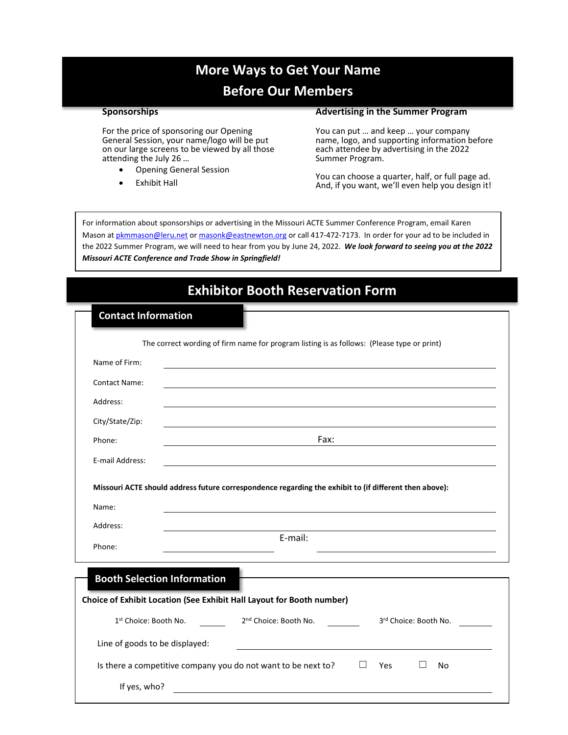# More Ways to Get Your Name Before Our Members

## Sponsorships

For the price of sponsoring our Opening General Session, your name/logo will be put on our large screens to be viewed by all those attending the July 26 …

- Opening General Session
- Exhibit Hall

## Advertising in the Summer Program

You can put … and keep … your company name, logo, and supporting information before each attendee by advertising in the 2022 Summer Program.

You can choose a quarter, half, or full page ad. And, if you want, we'll even help you design it!

For information about sponsorships or advertising in the Missouri ACTE Summer Conference Program, email Karen Mason at pkmmason@leru.net or masonk@eastnewton.org or call 417-472-7173. In order for your ad to be included in the 2022 Summer Program, we will need to hear from you by June 24, 2022. ***We look forward to seeing you at the 2022 Missouri ACTE Conference and Trade Show in Springfield!***

# Exhibitor Booth Reservation Form

## Contact Information

The correct wording of firm name for program listing is as follows: (Please type or print)

Name of Firm: ______________________________

Contact Name: ______________________________

Address: ______________________________

City/State/Zip: ______________________________

Phone: ______________ Fax: ______________

E-mail Address: ______________________________

**Missouri ACTE should address future correspondence regarding the exhibit to (if different then above):**

Name: ______________________________

Address: ______________________________

Phone: ______________ E-mail: ______________

## Booth Selection Information

**Choice of Exhibit Location (See Exhibit Hall Layout for Booth number)**

1st Choice: Booth No. ________ 2nd Choice: Booth No. ________ 3rd Choice: Booth No. ________

Line of goods to be displayed: ______________________________

Is there a competitive company you do not want to be next to? ☐ Yes ☐ No

If yes, who? ______________________________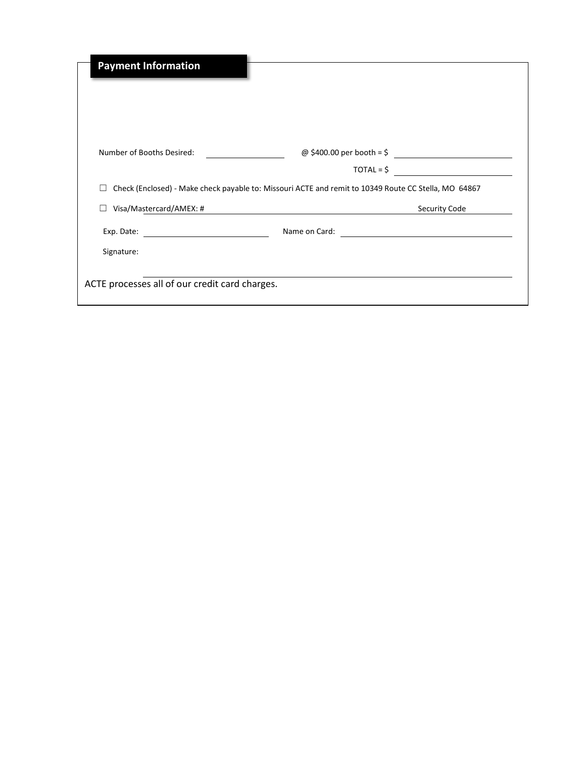## Payment Information

Number of Booths Desired: \_\_\_\_\_\_\_\_\_\_ @ $400.00 per booth = $ \_\_\_\_\_\_\_\_\_\_\_\_\_\_\_\_

TOTAL = $ \_\_\_\_\_\_\_\_\_\_\_\_\_\_\_\_

☐ Check (Enclosed) - Make check payable to: Missouri ACTE and remit to 10349 Route CC Stella, MO 64867

☐ Visa/Mastercard/AMEX: # \_\_\_\_\_\_\_\_\_\_\_\_\_\_\_\_\_\_\_\_\_\_\_\_\_\_\_\_\_\_\_\_ Security Code \_\_\_\_\_\_\_\_

Exp. Date: \_\_\_\_\_\_\_\_\_\_\_\_\_\_\_\_ Name on Card: \_\_\_\_\_\_\_\_\_\_\_\_\_\_\_\_\_\_\_\_\_\_\_\_

Signature: \_\_\_\_\_\_\_\_\_\_\_\_\_\_\_\_\_\_\_\_\_\_\_\_\_\_\_\_\_\_\_\_\_\_\_\_\_\_\_\_

ACTE processes all of our credit card charges.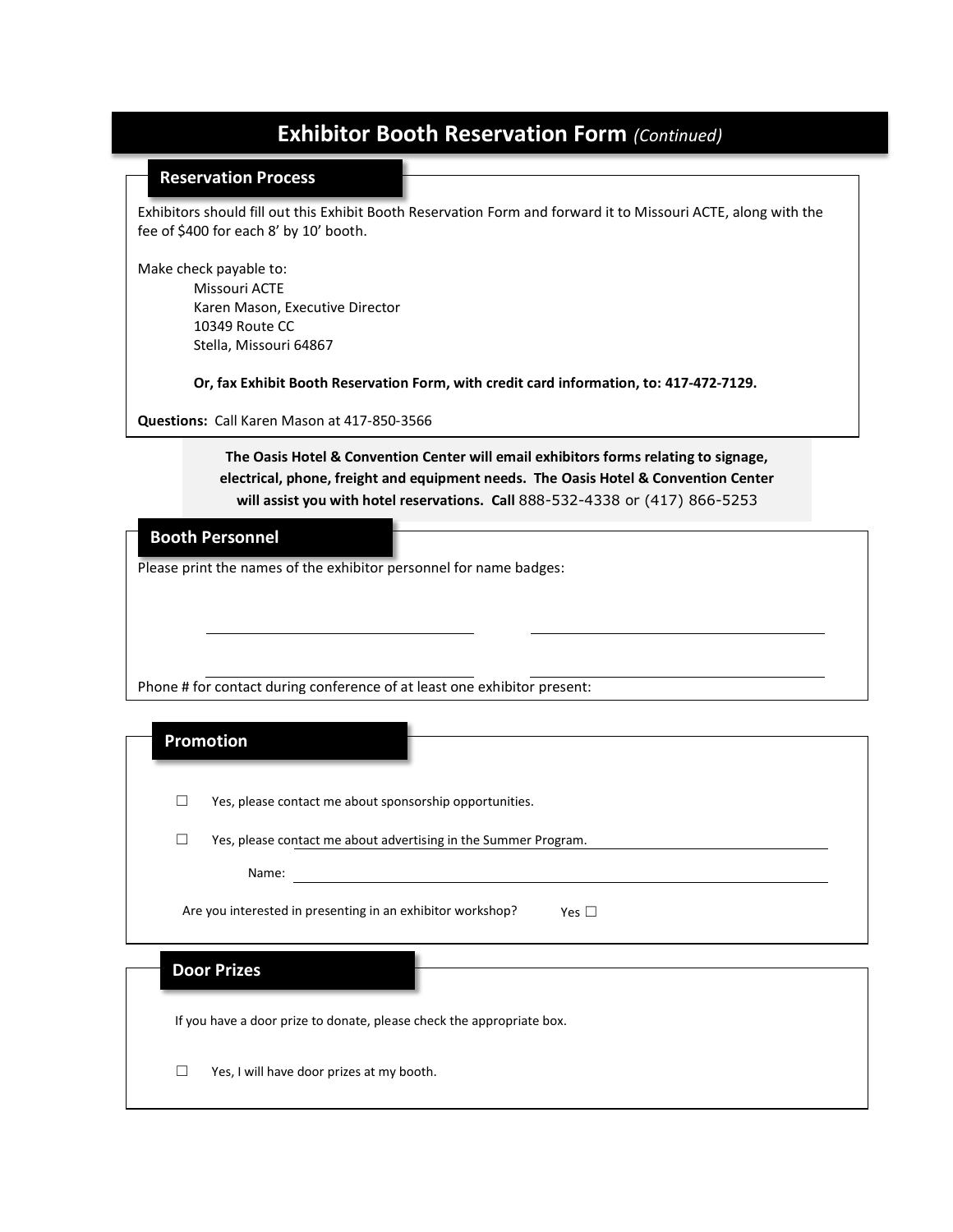# Exhibitor Booth Reservation Form *(Continued)*

## Reservation Process

Exhibitors should fill out this Exhibit Booth Reservation Form and forward it to Missouri ACTE, along with the fee of $400 for each 8' by 10' booth.

Make check payable to:

Missouri ACTE
Karen Mason, Executive Director
10349 Route CC
Stella, Missouri 64867

**Or, fax Exhibit Booth Reservation Form, with credit card information, to: 417-472-7129.**

**Questions:** Call Karen Mason at 417-850-3566

**The Oasis Hotel & Convention Center will email exhibitors forms relating to signage, electrical, phone, freight and equipment needs. The Oasis Hotel & Convention Center will assist you with hotel reservations. Call** 888-532-4338 or (417) 866-5253

## Booth Personnel

Please print the names of the exhibitor personnel for name badges:

\_\_\_\_\_\_\_\_\_\_\_\_\_\_\_\_\_\_\_\_\_\_\_\_\_\_\_\_ \_\_\_\_\_\_\_\_\_\_\_\_\_\_\_\_\_\_\_\_\_\_\_\_\_\_\_\_

\_\_\_\_\_\_\_\_\_\_\_\_\_\_\_\_\_\_\_\_\_\_\_\_\_\_\_\_ \_\_\_\_\_\_\_\_\_\_\_\_\_\_\_\_\_\_\_\_\_\_\_\_\_\_\_\_

Phone # for contact during conference of at least one exhibitor present:

## Promotion

☐ Yes, please contact me about sponsorship opportunities.

☐ Yes, please contact me about advertising in the Summer Program.

Name: \_\_\_\_\_\_\_\_\_\_\_\_\_\_\_\_\_\_\_\_\_\_\_\_\_\_\_\_

Are you interested in presenting in an exhibitor workshop? Yes ☐

## Door Prizes

If you have a door prize to donate, please check the appropriate box.

☐ Yes, I will have door prizes at my booth.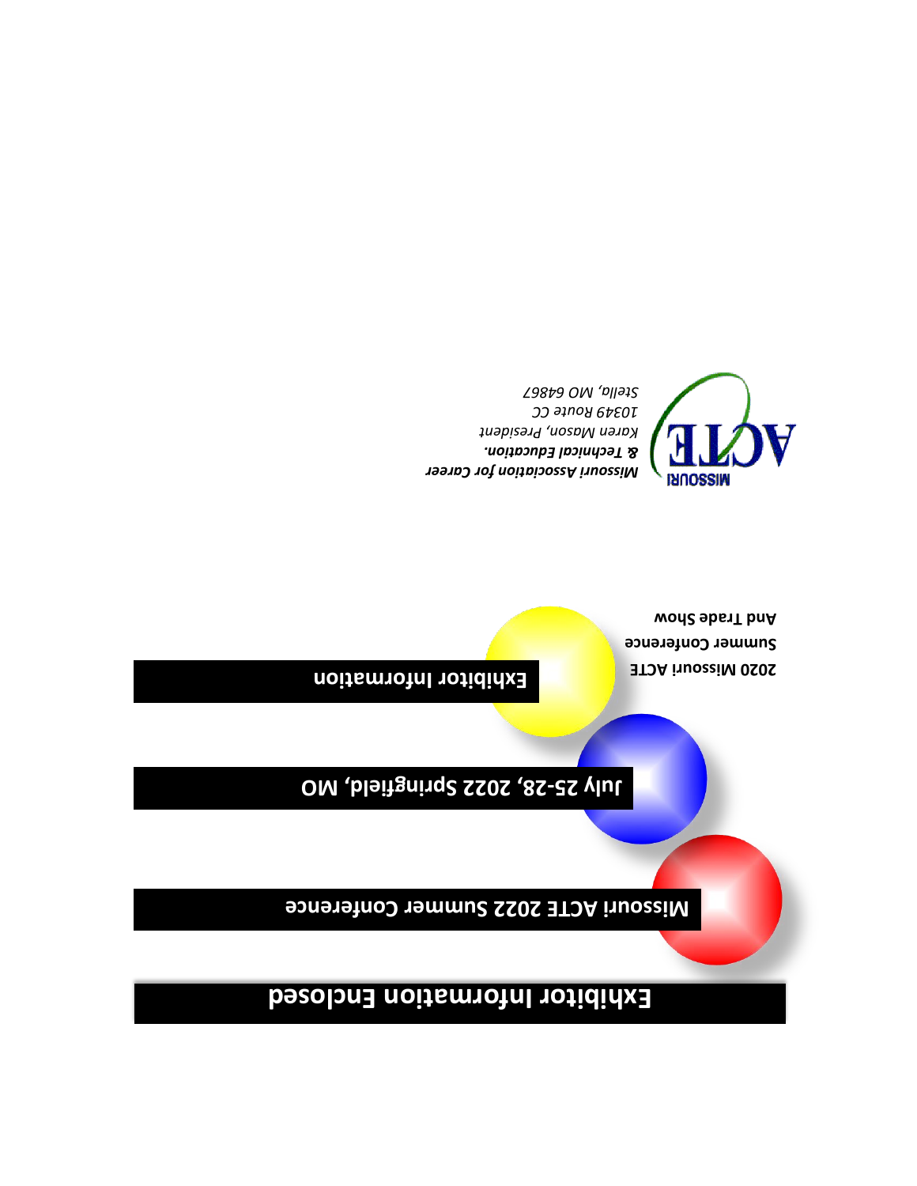Missouri Association for Career & Technical Education.

*Karen Mason, President*

*10349 Route CC*

*Stella, MO 64867*

**2020 Missouri ACTE**
**Summer Conference**
**And Trade Show**

**Exhibitor Information**

**July 25-28, 2022 Springfield, MO**

**Missouri ACTE 2022 Summer Conference**

# Exhibitor Information Enclosed